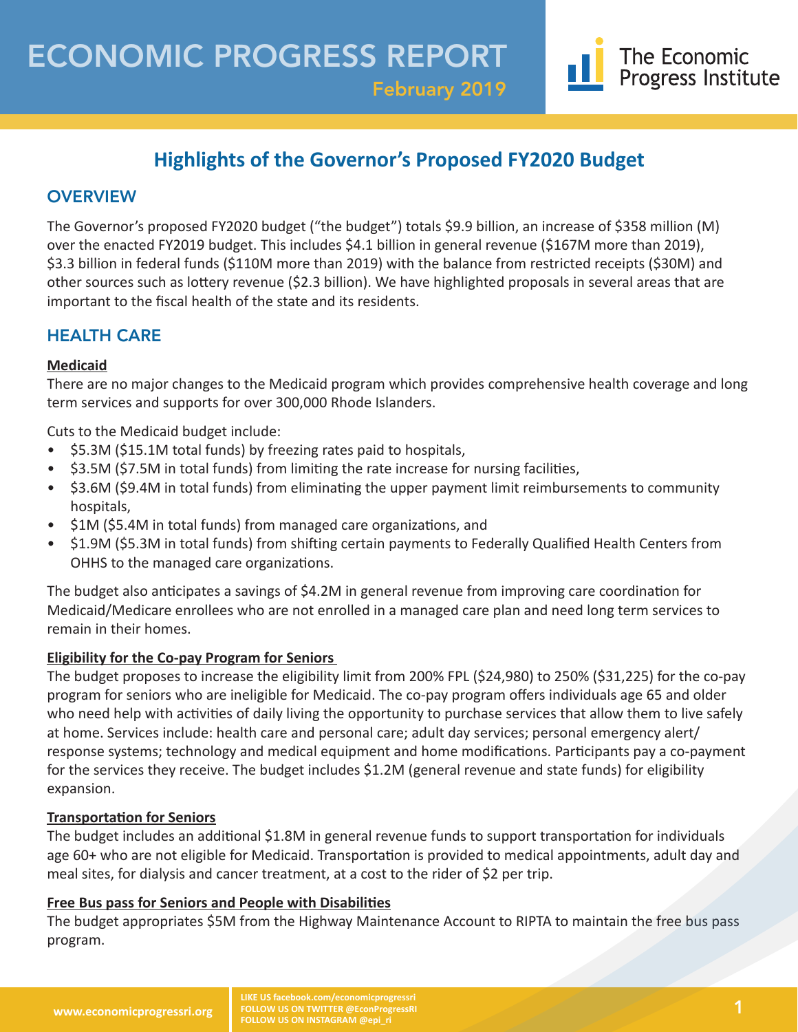# ECONOMIC PROGRESS REPORT

February 2019

The Economic Progress Institute

## Highlights of the Governor's Proposed FY2020 Budget

### OVERVIEW

The Governor's proposed FY2020 budget ("the budget") totals $9.9 billion, an increase of $358 million (M) over the enacted FY2019 budget. This includes $4.1 billion in general revenue ($167M more than 2019), $3.3 billion in federal funds ($110M more than 2019) with the balance from restricted receipts ($30M) and other sources such as lottery revenue ($2.3 billion). We have highlighted proposals in several areas that are important to the fiscal health of the state and its residents.

### HEALTH CARE

**Medicaid**

There are no major changes to the Medicaid program which provides comprehensive health coverage and long term services and supports for over 300,000 Rhode Islanders.

Cuts to the Medicaid budget include:

- $5.3M ($15.1M total funds) by freezing rates paid to hospitals,
- $3.5M ($7.5M in total funds) from limiting the rate increase for nursing facilities,
- $3.6M ($9.4M in total funds) from eliminating the upper payment limit reimbursements to community hospitals,
- $1M ($5.4M in total funds) from managed care organizations, and
- $1.9M ($5.3M in total funds) from shifting certain payments to Federally Qualified Health Centers from OHHS to the managed care organizations.

The budget also anticipates a savings of $4.2M in general revenue from improving care coordination for Medicaid/Medicare enrollees who are not enrolled in a managed care plan and need long term services to remain in their homes.

**Eligibility for the Co-pay Program for Seniors**

The budget proposes to increase the eligibility limit from 200% FPL ($24,980) to 250% ($31,225) for the co-pay program for seniors who are ineligible for Medicaid. The co-pay program offers individuals age 65 and older who need help with activities of daily living the opportunity to purchase services that allow them to live safely at home. Services include: health care and personal care; adult day services; personal emergency alert/response systems; technology and medical equipment and home modifications. Participants pay a co-payment for the services they receive. The budget includes $1.2M (general revenue and state funds) for eligibility expansion.

**Transportation for Seniors**

The budget includes an additional $1.8M in general revenue funds to support transportation for individuals age 60+ who are not eligible for Medicaid. Transportation is provided to medical appointments, adult day and meal sites, for dialysis and cancer treatment, at a cost to the rider of $2 per trip.

**Free Bus pass for Seniors and People with Disabilities**

The budget appropriates $5M from the Highway Maintenance Account to RIPTA to maintain the free bus pass program.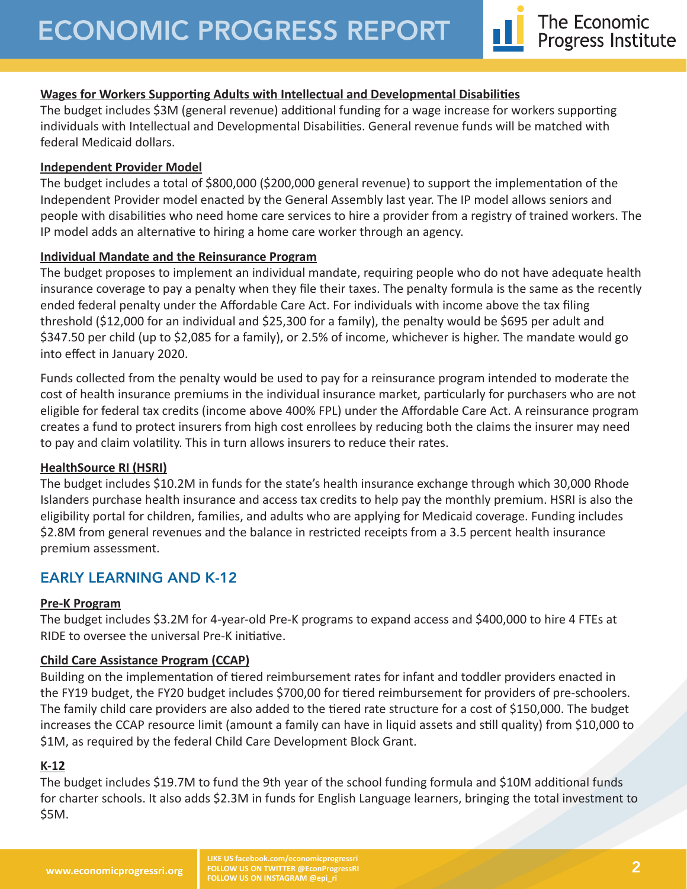### Wages for Workers Supporting Adults with Intellectual and Developmental Disabilities

The budget includes $3M (general revenue) additional funding for a wage increase for workers supporting individuals with Intellectual and Developmental Disabilities. General revenue funds will be matched with federal Medicaid dollars.

### Independent Provider Model

The budget includes a total of $800,000 ($200,000 general revenue) to support the implementation of the Independent Provider model enacted by the General Assembly last year. The IP model allows seniors and people with disabilities who need home care services to hire a provider from a registry of trained workers. The IP model adds an alternative to hiring a home care worker through an agency.

### Individual Mandate and the Reinsurance Program

The budget proposes to implement an individual mandate, requiring people who do not have adequate health insurance coverage to pay a penalty when they file their taxes. The penalty formula is the same as the recently ended federal penalty under the Affordable Care Act. For individuals with income above the tax filing threshold ($12,000 for an individual and $25,300 for a family), the penalty would be $695 per adult and $347.50 per child (up to $2,085 for a family), or 2.5% of income, whichever is higher. The mandate would go into effect in January 2020.

Funds collected from the penalty would be used to pay for a reinsurance program intended to moderate the cost of health insurance premiums in the individual insurance market, particularly for purchasers who are not eligible for federal tax credits (income above 400% FPL) under the Affordable Care Act. A reinsurance program creates a fund to protect insurers from high cost enrollees by reducing both the claims the insurer may need to pay and claim volatility. This in turn allows insurers to reduce their rates.

### HealthSource RI (HSRI)

The budget includes $10.2M in funds for the state's health insurance exchange through which 30,000 Rhode Islanders purchase health insurance and access tax credits to help pay the monthly premium. HSRI is also the eligibility portal for children, families, and adults who are applying for Medicaid coverage. Funding includes $2.8M from general revenues and the balance in restricted receipts from a 3.5 percent health insurance premium assessment.

## EARLY LEARNING AND K-12

### Pre-K Program

The budget includes $3.2M for 4-year-old Pre-K programs to expand access and $400,000 to hire 4 FTEs at RIDE to oversee the universal Pre-K initiative.

### Child Care Assistance Program (CCAP)

Building on the implementation of tiered reimbursement rates for infant and toddler providers enacted in the FY19 budget, the FY20 budget includes $700,00 for tiered reimbursement for providers of pre-schoolers. The family child care providers are also added to the tiered rate structure for a cost of $150,000. The budget increases the CCAP resource limit (amount a family can have in liquid assets and still quality) from $10,000 to $1M, as required by the federal Child Care Development Block Grant.

### K-12

The budget includes $19.7M to fund the 9th year of the school funding formula and $10M additional funds for charter schools. It also adds $2.3M in funds for English Language learners, bringing the total investment to $5M.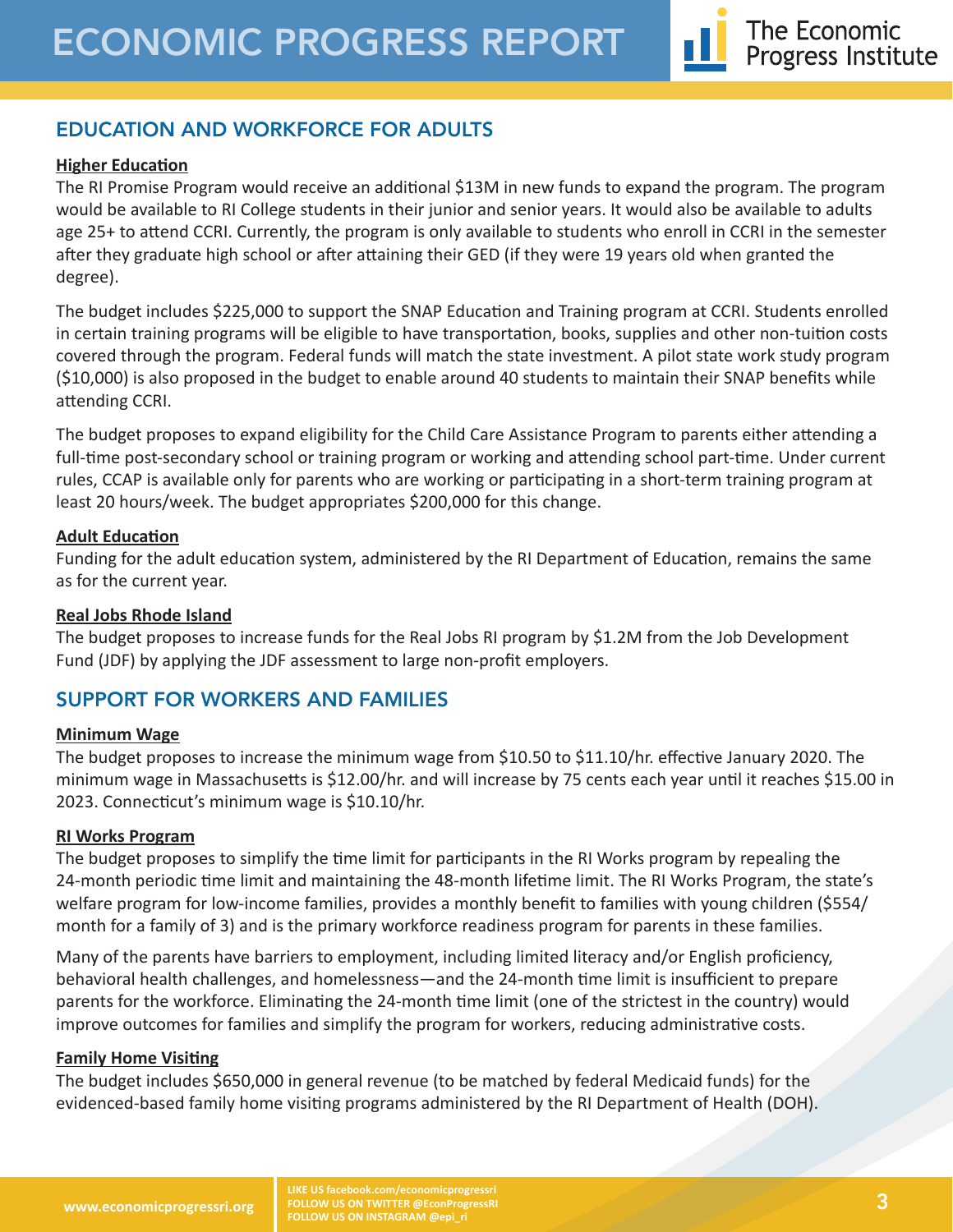## EDUCATION AND WORKFORCE FOR ADULTS

### Higher Education

The RI Promise Program would receive an additional $13M in new funds to expand the program. The program would be available to RI College students in their junior and senior years. It would also be available to adults age 25+ to attend CCRI. Currently, the program is only available to students who enroll in CCRI in the semester after they graduate high school or after attaining their GED (if they were 19 years old when granted the degree).

The budget includes $225,000 to support the SNAP Education and Training program at CCRI. Students enrolled in certain training programs will be eligible to have transportation, books, supplies and other non-tuition costs covered through the program. Federal funds will match the state investment. A pilot state work study program ($10,000) is also proposed in the budget to enable around 40 students to maintain their SNAP benefits while attending CCRI.

The budget proposes to expand eligibility for the Child Care Assistance Program to parents either attending a full-time post-secondary school or training program or working and attending school part-time. Under current rules, CCAP is available only for parents who are working or participating in a short-term training program at least 20 hours/week. The budget appropriates $200,000 for this change.

### Adult Education

Funding for the adult education system, administered by the RI Department of Education, remains the same as for the current year.

### Real Jobs Rhode Island

The budget proposes to increase funds for the Real Jobs RI program by $1.2M from the Job Development Fund (JDF) by applying the JDF assessment to large non-profit employers.

## SUPPORT FOR WORKERS AND FAMILIES

### Minimum Wage

The budget proposes to increase the minimum wage from $10.50 to $11.10/hr. effective January 2020. The minimum wage in Massachusetts is $12.00/hr. and will increase by 75 cents each year until it reaches $15.00 in 2023. Connecticut's minimum wage is $10.10/hr.

### RI Works Program

The budget proposes to simplify the time limit for participants in the RI Works program by repealing the 24-month periodic time limit and maintaining the 48-month lifetime limit. The RI Works Program, the state's welfare program for low-income families, provides a monthly benefit to families with young children ($554/month for a family of 3) and is the primary workforce readiness program for parents in these families.

Many of the parents have barriers to employment, including limited literacy and/or English proficiency, behavioral health challenges, and homelessness—and the 24-month time limit is insufficient to prepare parents for the workforce. Eliminating the 24-month time limit (one of the strictest in the country) would improve outcomes for families and simplify the program for workers, reducing administrative costs.

### Family Home Visiting

The budget includes $650,000 in general revenue (to be matched by federal Medicaid funds) for the evidenced-based family home visiting programs administered by the RI Department of Health (DOH).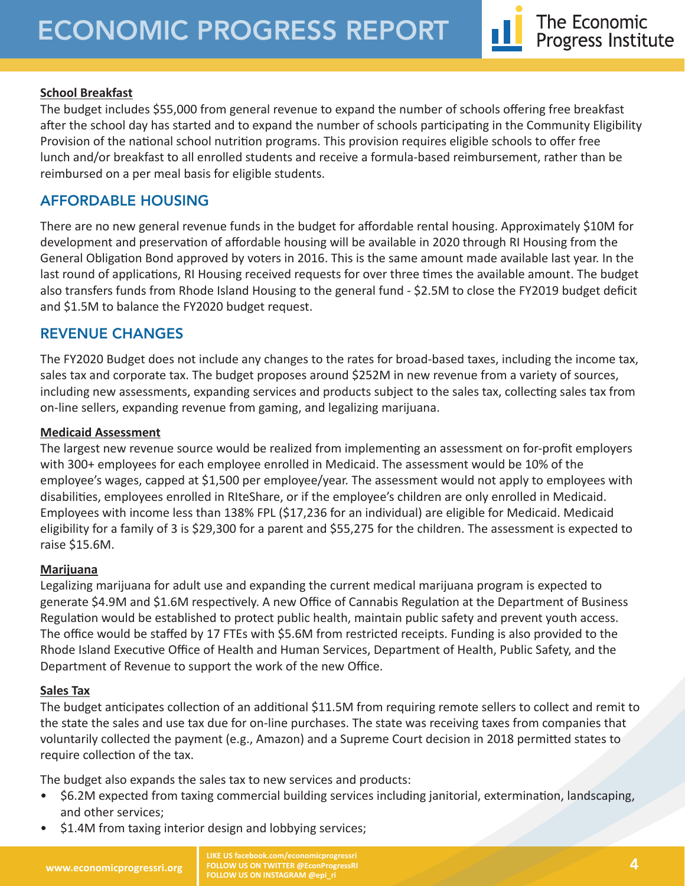**School Breakfast**

The budget includes $55,000 from general revenue to expand the number of schools offering free breakfast after the school day has started and to expand the number of schools participating in the Community Eligibility Provision of the national school nutrition programs. This provision requires eligible schools to offer free lunch and/or breakfast to all enrolled students and receive a formula-based reimbursement, rather than be reimbursed on a per meal basis for eligible students.

## AFFORDABLE HOUSING

There are no new general revenue funds in the budget for affordable rental housing. Approximately $10M for development and preservation of affordable housing will be available in 2020 through RI Housing from the General Obligation Bond approved by voters in 2016. This is the same amount made available last year. In the last round of applications, RI Housing received requests for over three times the available amount. The budget also transfers funds from Rhode Island Housing to the general fund - $2.5M to close the FY2019 budget deficit and $1.5M to balance the FY2020 budget request.

## REVENUE CHANGES

The FY2020 Budget does not include any changes to the rates for broad-based taxes, including the income tax, sales tax and corporate tax. The budget proposes around $252M in new revenue from a variety of sources, including new assessments, expanding services and products subject to the sales tax, collecting sales tax from on-line sellers, expanding revenue from gaming, and legalizing marijuana.

**Medicaid Assessment**

The largest new revenue source would be realized from implementing an assessment on for-profit employers with 300+ employees for each employee enrolled in Medicaid. The assessment would be 10% of the employee's wages, capped at $1,500 per employee/year. The assessment would not apply to employees with disabilities, employees enrolled in RIteShare, or if the employee's children are only enrolled in Medicaid. Employees with income less than 138% FPL ($17,236 for an individual) are eligible for Medicaid. Medicaid eligibility for a family of 3 is $29,300 for a parent and $55,275 for the children. The assessment is expected to raise $15.6M.

**Marijuana**

Legalizing marijuana for adult use and expanding the current medical marijuana program is expected to generate $4.9M and $1.6M respectively. A new Office of Cannabis Regulation at the Department of Business Regulation would be established to protect public health, maintain public safety and prevent youth access. The office would be staffed by 17 FTEs with $5.6M from restricted receipts. Funding is also provided to the Rhode Island Executive Office of Health and Human Services, Department of Health, Public Safety, and the Department of Revenue to support the work of the new Office.

**Sales Tax**

The budget anticipates collection of an additional $11.5M from requiring remote sellers to collect and remit to the state the sales and use tax due for on-line purchases. The state was receiving taxes from companies that voluntarily collected the payment (e.g., Amazon) and a Supreme Court decision in 2018 permitted states to require collection of the tax.

The budget also expands the sales tax to new services and products:

- $6.2M expected from taxing commercial building services including janitorial, extermination, landscaping, and other services;
- $1.4M from taxing interior design and lobbying services;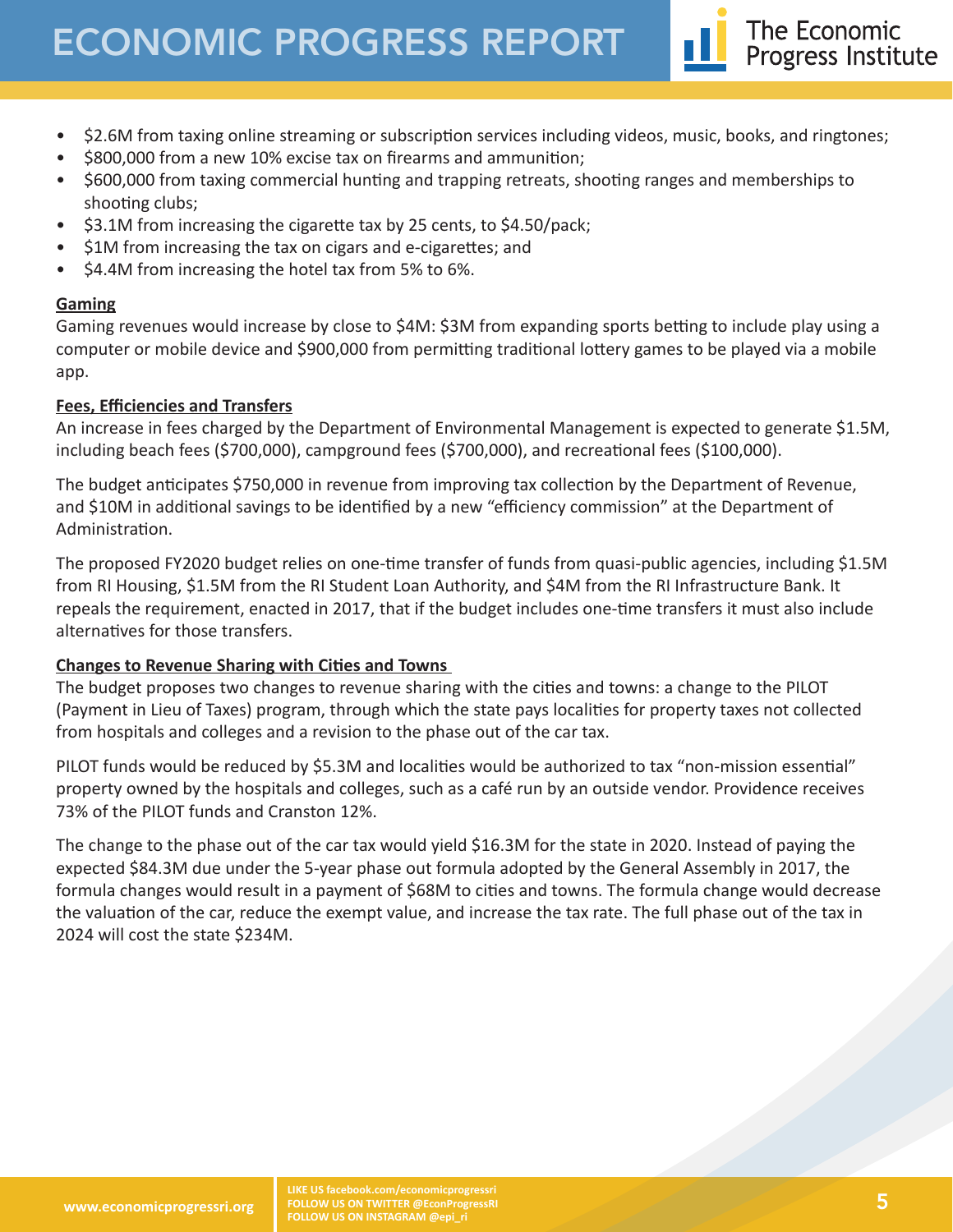- $2.6M from taxing online streaming or subscription services including videos, music, books, and ringtones;
- $800,000 from a new 10% excise tax on firearms and ammunition;
- $600,000 from taxing commercial hunting and trapping retreats, shooting ranges and memberships to shooting clubs;
- $3.1M from increasing the cigarette tax by 25 cents, to $4.50/pack;
- $1M from increasing the tax on cigars and e-cigarettes; and
- $4.4M from increasing the hotel tax from 5% to 6%.

**Gaming**

Gaming revenues would increase by close to $4M: $3M from expanding sports betting to include play using a computer or mobile device and $900,000 from permitting traditional lottery games to be played via a mobile app.

**Fees, Efficiencies and Transfers**

An increase in fees charged by the Department of Environmental Management is expected to generate $1.5M, including beach fees ($700,000), campground fees ($700,000), and recreational fees ($100,000).

The budget anticipates $750,000 in revenue from improving tax collection by the Department of Revenue, and $10M in additional savings to be identified by a new "efficiency commission" at the Department of Administration.

The proposed FY2020 budget relies on one-time transfer of funds from quasi-public agencies, including $1.5M from RI Housing, $1.5M from the RI Student Loan Authority, and $4M from the RI Infrastructure Bank. It repeals the requirement, enacted in 2017, that if the budget includes one-time transfers it must also include alternatives for those transfers.

**Changes to Revenue Sharing with Cities and Towns**

The budget proposes two changes to revenue sharing with the cities and towns: a change to the PILOT (Payment in Lieu of Taxes) program, through which the state pays localities for property taxes not collected from hospitals and colleges and a revision to the phase out of the car tax.

PILOT funds would be reduced by $5.3M and localities would be authorized to tax "non-mission essential" property owned by the hospitals and colleges, such as a café run by an outside vendor. Providence receives 73% of the PILOT funds and Cranston 12%.

The change to the phase out of the car tax would yield $16.3M for the state in 2020. Instead of paying the expected $84.3M due under the 5-year phase out formula adopted by the General Assembly in 2017, the formula changes would result in a payment of $68M to cities and towns. The formula change would decrease the valuation of the car, reduce the exempt value, and increase the tax rate. The full phase out of the tax in 2024 will cost the state $234M.